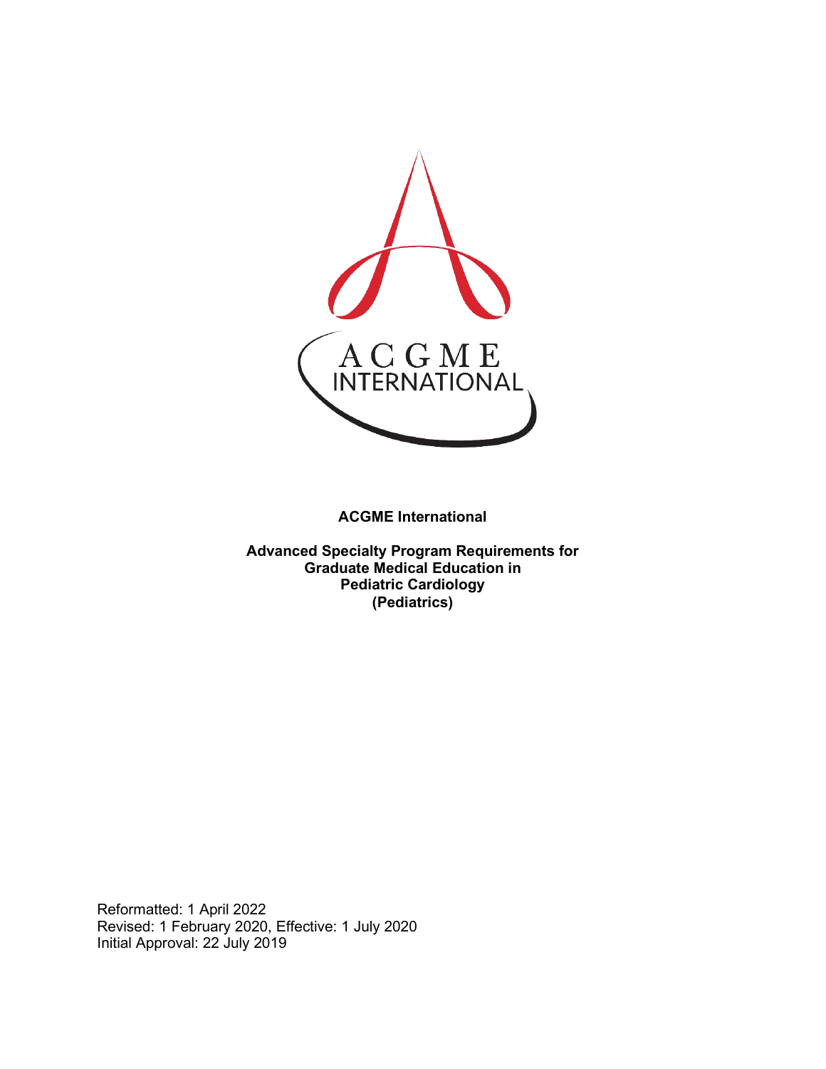**ACGME International**

**Advanced Specialty Program Requirements for Graduate Medical Education in Pediatric Cardiology (Pediatrics)**

Reformatted: 1 April 2022
Revised: 1 February 2020, Effective: 1 July 2020
Initial Approval: 22 July 2019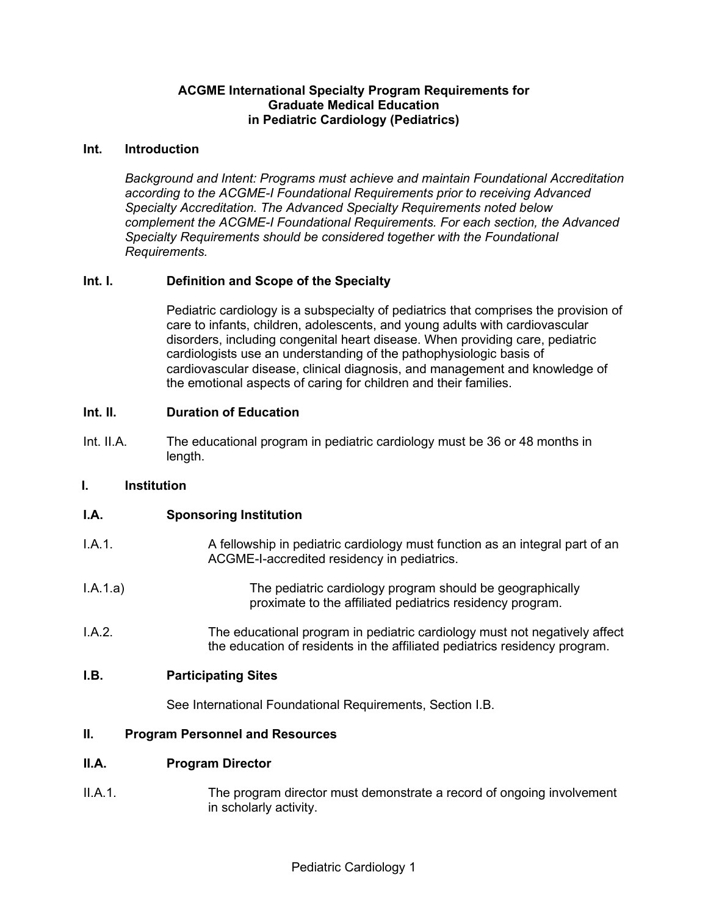# ACGME International Specialty Program Requirements for Graduate Medical Education in Pediatric Cardiology (Pediatrics)

## Int. Introduction

*Background and Intent: Programs must achieve and maintain Foundational Accreditation according to the ACGME-I Foundational Requirements prior to receiving Advanced Specialty Accreditation. The Advanced Specialty Requirements noted below complement the ACGME-I Foundational Requirements. For each section, the Advanced Specialty Requirements should be considered together with the Foundational Requirements.*

### Int. I. Definition and Scope of the Specialty

Pediatric cardiology is a subspecialty of pediatrics that comprises the provision of care to infants, children, adolescents, and young adults with cardiovascular disorders, including congenital heart disease. When providing care, pediatric cardiologists use an understanding of the pathophysiologic basis of cardiovascular disease, clinical diagnosis, and management and knowledge of the emotional aspects of caring for children and their families.

### Int. II. Duration of Education

Int. II.A. The educational program in pediatric cardiology must be 36 or 48 months in length.

## I. Institution

### I.A. Sponsoring Institution

I.A.1. A fellowship in pediatric cardiology must function as an integral part of an ACGME-I-accredited residency in pediatrics.

I.A.1.a) The pediatric cardiology program should be geographically proximate to the affiliated pediatrics residency program.

I.A.2. The educational program in pediatric cardiology must not negatively affect the education of residents in the affiliated pediatrics residency program.

### I.B. Participating Sites

See International Foundational Requirements, Section I.B.

## II. Program Personnel and Resources

### II.A. Program Director

II.A.1. The program director must demonstrate a record of ongoing involvement in scholarly activity.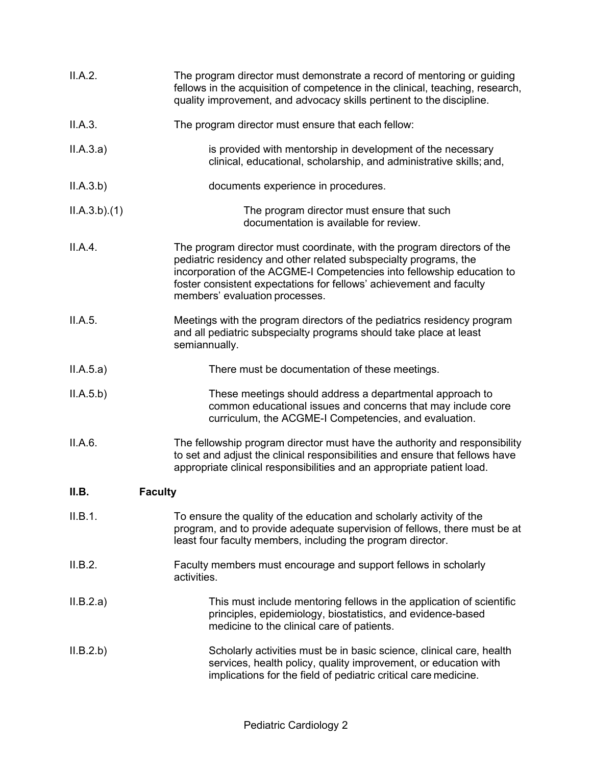II.A.2. The program director must demonstrate a record of mentoring or guiding fellows in the acquisition of competence in the clinical, teaching, research, quality improvement, and advocacy skills pertinent to the discipline.

II.A.3. The program director must ensure that each fellow:

II.A.3.a) is provided with mentorship in development of the necessary clinical, educational, scholarship, and administrative skills; and,

II.A.3.b) documents experience in procedures.

II.A.3.b).(1) The program director must ensure that such documentation is available for review.

II.A.4. The program director must coordinate, with the program directors of the pediatric residency and other related subspecialty programs, the incorporation of the ACGME-I Competencies into fellowship education to foster consistent expectations for fellows' achievement and faculty members' evaluation processes.

II.A.5. Meetings with the program directors of the pediatrics residency program and all pediatric subspecialty programs should take place at least semiannually.

II.A.5.a) There must be documentation of these meetings.

II.A.5.b) These meetings should address a departmental approach to common educational issues and concerns that may include core curriculum, the ACGME-I Competencies, and evaluation.

II.A.6. The fellowship program director must have the authority and responsibility to set and adjust the clinical responsibilities and ensure that fellows have appropriate clinical responsibilities and an appropriate patient load.

## II.B. Faculty

II.B.1. To ensure the quality of the education and scholarly activity of the program, and to provide adequate supervision of fellows, there must be at least four faculty members, including the program director.

II.B.2. Faculty members must encourage and support fellows in scholarly activities.

II.B.2.a) This must include mentoring fellows in the application of scientific principles, epidemiology, biostatistics, and evidence-based medicine to the clinical care of patients.

II.B.2.b) Scholarly activities must be in basic science, clinical care, health services, health policy, quality improvement, or education with implications for the field of pediatric critical care medicine.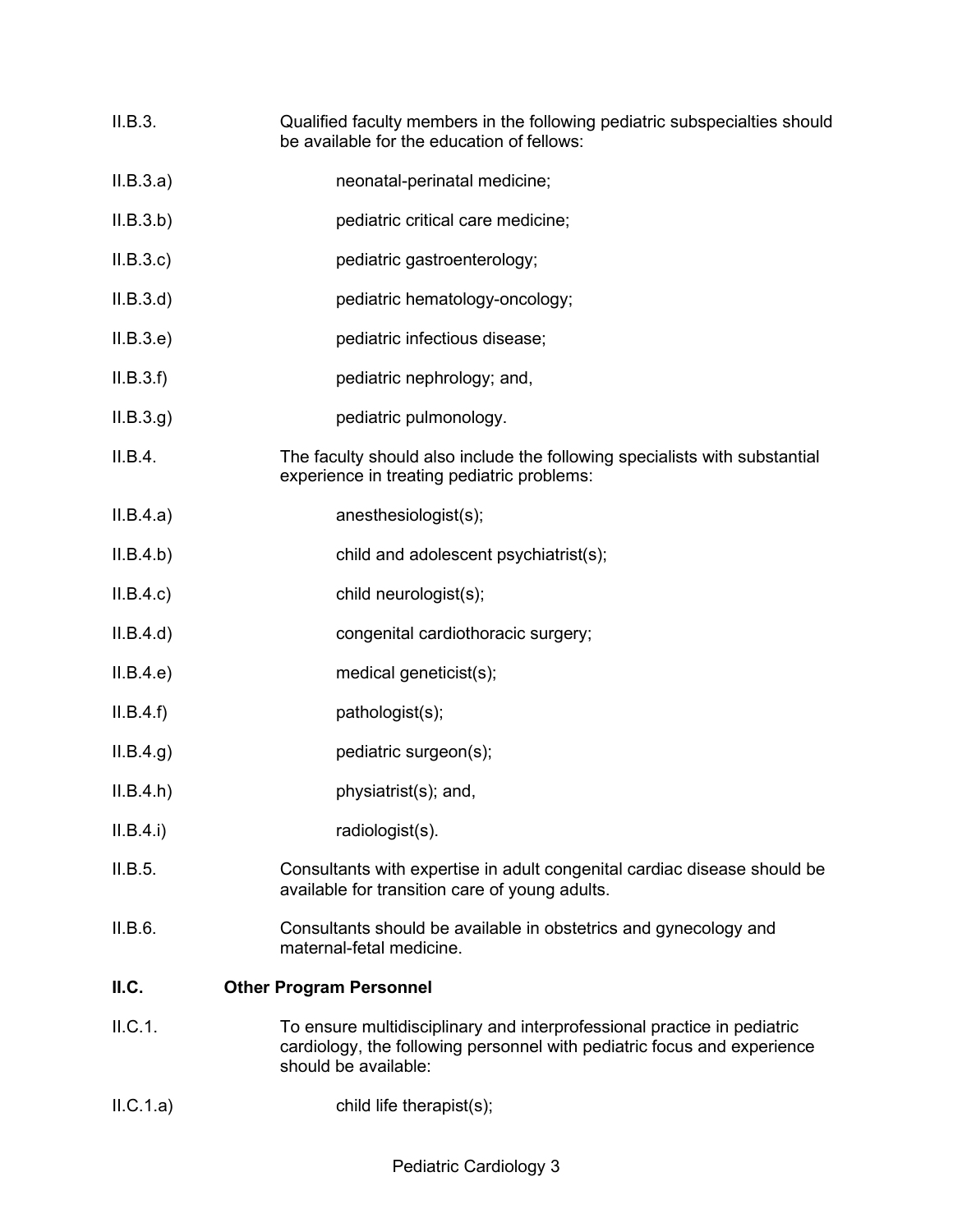II.B.3. Qualified faculty members in the following pediatric subspecialties should be available for the education of fellows:

II.B.3.a) neonatal-perinatal medicine;

II.B.3.b) pediatric critical care medicine;

II.B.3.c) pediatric gastroenterology;

II.B.3.d) pediatric hematology-oncology;

II.B.3.e) pediatric infectious disease;

II.B.3.f) pediatric nephrology; and,

II.B.3.g) pediatric pulmonology.

II.B.4. The faculty should also include the following specialists with substantial experience in treating pediatric problems:

II.B.4.a) anesthesiologist(s);

II.B.4.b) child and adolescent psychiatrist(s);

II.B.4.c) child neurologist(s);

II.B.4.d) congenital cardiothoracic surgery;

II.B.4.e) medical geneticist(s);

II.B.4.f) pathologist(s);

II.B.4.g) pediatric surgeon(s);

II.B.4.h) physiatrist(s); and,

II.B.4.i) radiologist(s).

II.B.5. Consultants with expertise in adult congenital cardiac disease should be available for transition care of young adults.

II.B.6. Consultants should be available in obstetrics and gynecology and maternal-fetal medicine.

**II.C. Other Program Personnel**

II.C.1. To ensure multidisciplinary and interprofessional practice in pediatric cardiology, the following personnel with pediatric focus and experience should be available:

II.C.1.a) child life therapist(s);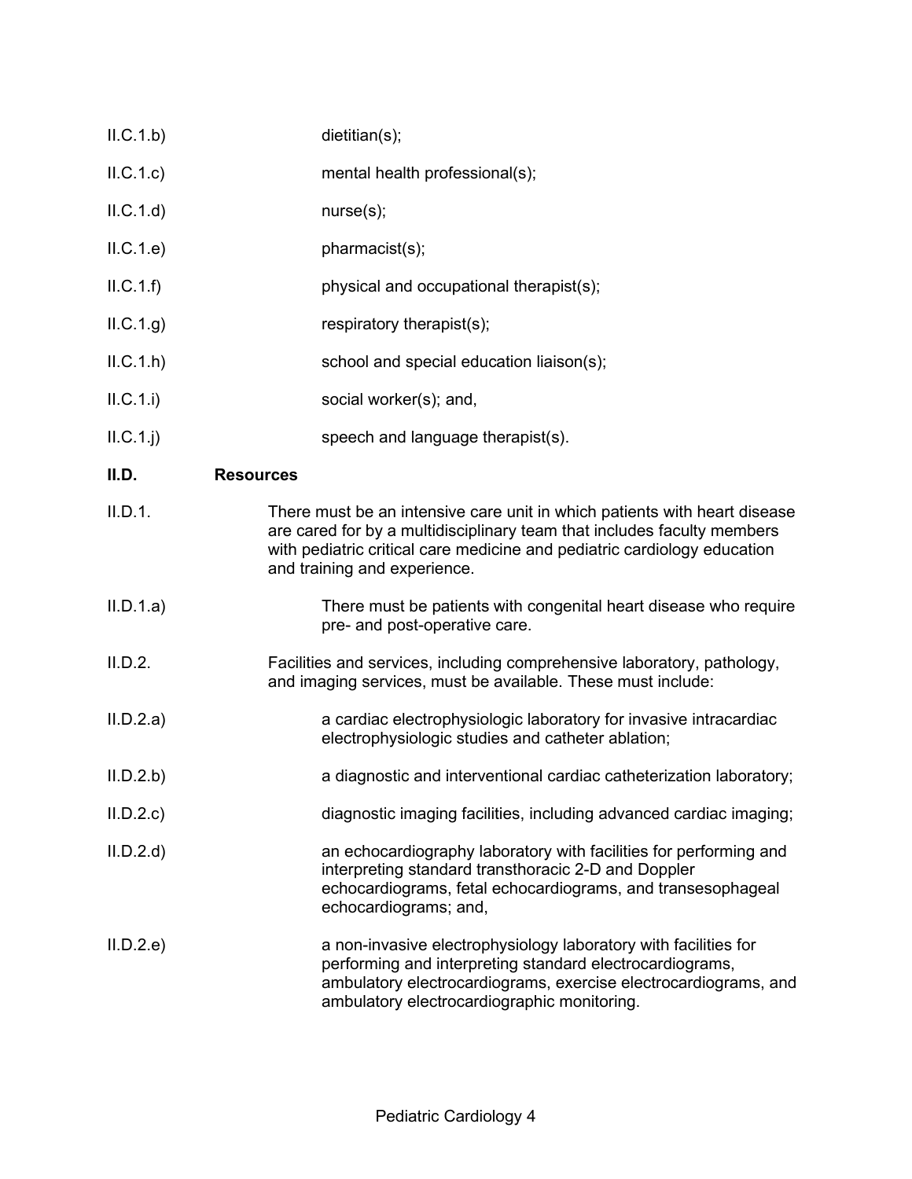II.C.1.b) dietitian(s);

II.C.1.c) mental health professional(s);

II.C.1.d) nurse(s);

II.C.1.e) pharmacist(s);

II.C.1.f) physical and occupational therapist(s);

II.C.1.g) respiratory therapist(s);

II.C.1.h) school and special education liaison(s);

II.C.1.i) social worker(s); and,

II.C.1.j) speech and language therapist(s).

**II.D. Resources**

II.D.1. There must be an intensive care unit in which patients with heart disease are cared for by a multidisciplinary team that includes faculty members with pediatric critical care medicine and pediatric cardiology education and training and experience.

II.D.1.a) There must be patients with congenital heart disease who require pre- and post-operative care.

II.D.2. Facilities and services, including comprehensive laboratory, pathology, and imaging services, must be available. These must include:

II.D.2.a) a cardiac electrophysiologic laboratory for invasive intracardiac electrophysiologic studies and catheter ablation;

II.D.2.b) a diagnostic and interventional cardiac catheterization laboratory;

II.D.2.c) diagnostic imaging facilities, including advanced cardiac imaging;

II.D.2.d) an echocardiography laboratory with facilities for performing and interpreting standard transthoracic 2-D and Doppler echocardiograms, fetal echocardiograms, and transesophageal echocardiograms; and,

II.D.2.e) a non-invasive electrophysiology laboratory with facilities for performing and interpreting standard electrocardiograms, ambulatory electrocardiograms, exercise electrocardiograms, and ambulatory electrocardiographic monitoring.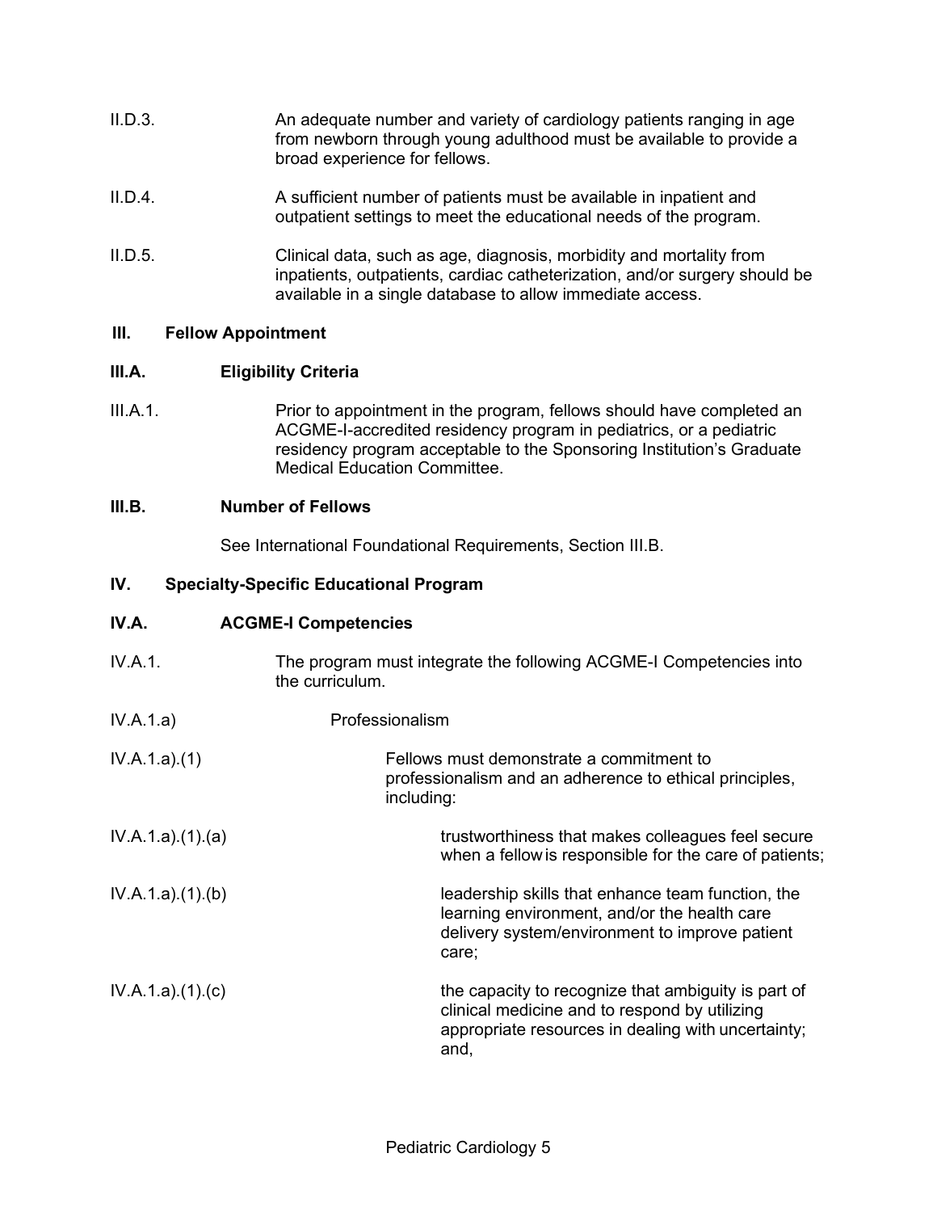II.D.3. An adequate number and variety of cardiology patients ranging in age from newborn through young adulthood must be available to provide a broad experience for fellows.

II.D.4. A sufficient number of patients must be available in inpatient and outpatient settings to meet the educational needs of the program.

II.D.5. Clinical data, such as age, diagnosis, morbidity and mortality from inpatients, outpatients, cardiac catheterization, and/or surgery should be available in a single database to allow immediate access.

## III. Fellow Appointment

### III.A. Eligibility Criteria

III.A.1. Prior to appointment in the program, fellows should have completed an ACGME-I-accredited residency program in pediatrics, or a pediatric residency program acceptable to the Sponsoring Institution's Graduate Medical Education Committee.

### III.B. Number of Fellows

See International Foundational Requirements, Section III.B.

## IV. Specialty-Specific Educational Program

### IV.A. ACGME-I Competencies

IV.A.1. The program must integrate the following ACGME-I Competencies into the curriculum.

IV.A.1.a) Professionalism

IV.A.1.a).(1) Fellows must demonstrate a commitment to professionalism and an adherence to ethical principles, including:

IV.A.1.a).(1).(a) trustworthiness that makes colleagues feel secure when a fellow is responsible for the care of patients;

IV.A.1.a).(1).(b) leadership skills that enhance team function, the learning environment, and/or the health care delivery system/environment to improve patient care;

IV.A.1.a).(1).(c) the capacity to recognize that ambiguity is part of clinical medicine and to respond by utilizing appropriate resources in dealing with uncertainty; and,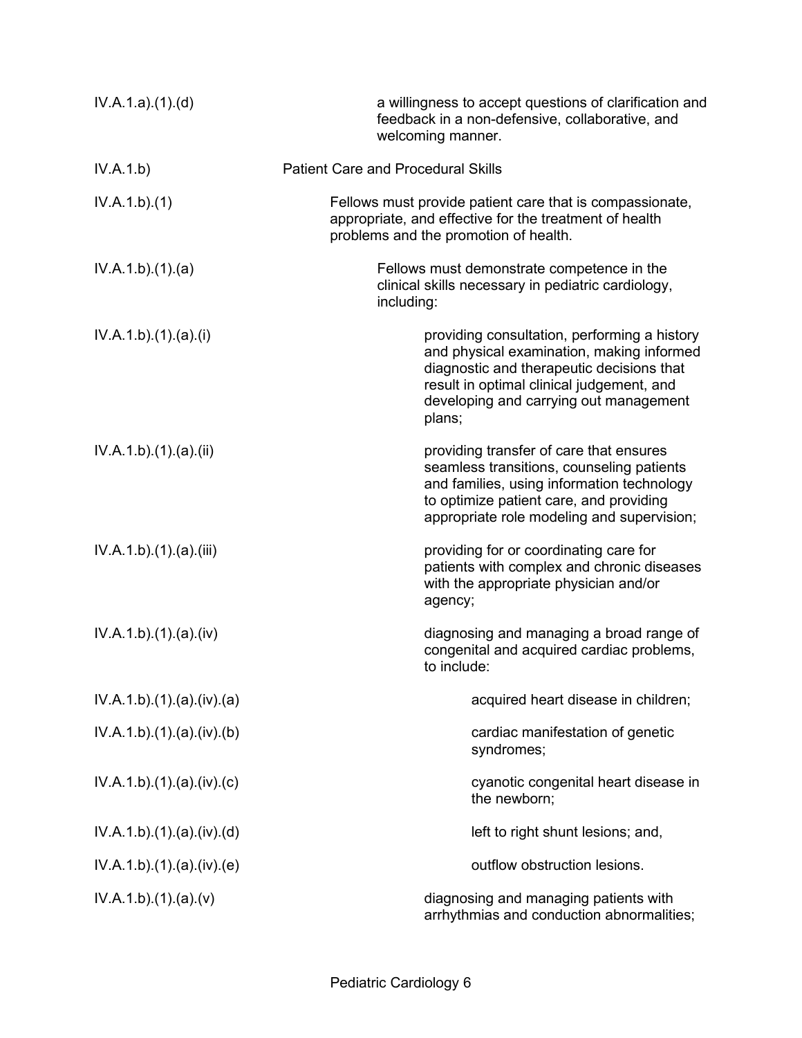| | |
|---|---|
| IV.A.1.a).(1).(d) | a willingness to accept questions of clarification and feedback in a non-defensive, collaborative, and welcoming manner. |
| IV.A.1.b) | Patient Care and Procedural Skills |
| IV.A.1.b).(1) | Fellows must provide patient care that is compassionate, appropriate, and effective for the treatment of health problems and the promotion of health. |
| IV.A.1.b).(1).(a) | Fellows must demonstrate competence in the clinical skills necessary in pediatric cardiology, including: |
| IV.A.1.b).(1).(a).(i) | providing consultation, performing a history and physical examination, making informed diagnostic and therapeutic decisions that result in optimal clinical judgement, and developing and carrying out management plans; |
| IV.A.1.b).(1).(a).(ii) | providing transfer of care that ensures seamless transitions, counseling patients and families, using information technology to optimize patient care, and providing appropriate role modeling and supervision; |
| IV.A.1.b).(1).(a).(iii) | providing for or coordinating care for patients with complex and chronic diseases with the appropriate physician and/or agency; |
| IV.A.1.b).(1).(a).(iv) | diagnosing and managing a broad range of congenital and acquired cardiac problems, to include: |
| IV.A.1.b).(1).(a).(iv).(a) | acquired heart disease in children; |
| IV.A.1.b).(1).(a).(iv).(b) | cardiac manifestation of genetic syndromes; |
| IV.A.1.b).(1).(a).(iv).(c) | cyanotic congenital heart disease in the newborn; |
| IV.A.1.b).(1).(a).(iv).(d) | left to right shunt lesions; and, |
| IV.A.1.b).(1).(a).(iv).(e) | outflow obstruction lesions. |
| IV.A.1.b).(1).(a).(v) | diagnosing and managing patients with arrhythmias and conduction abnormalities; |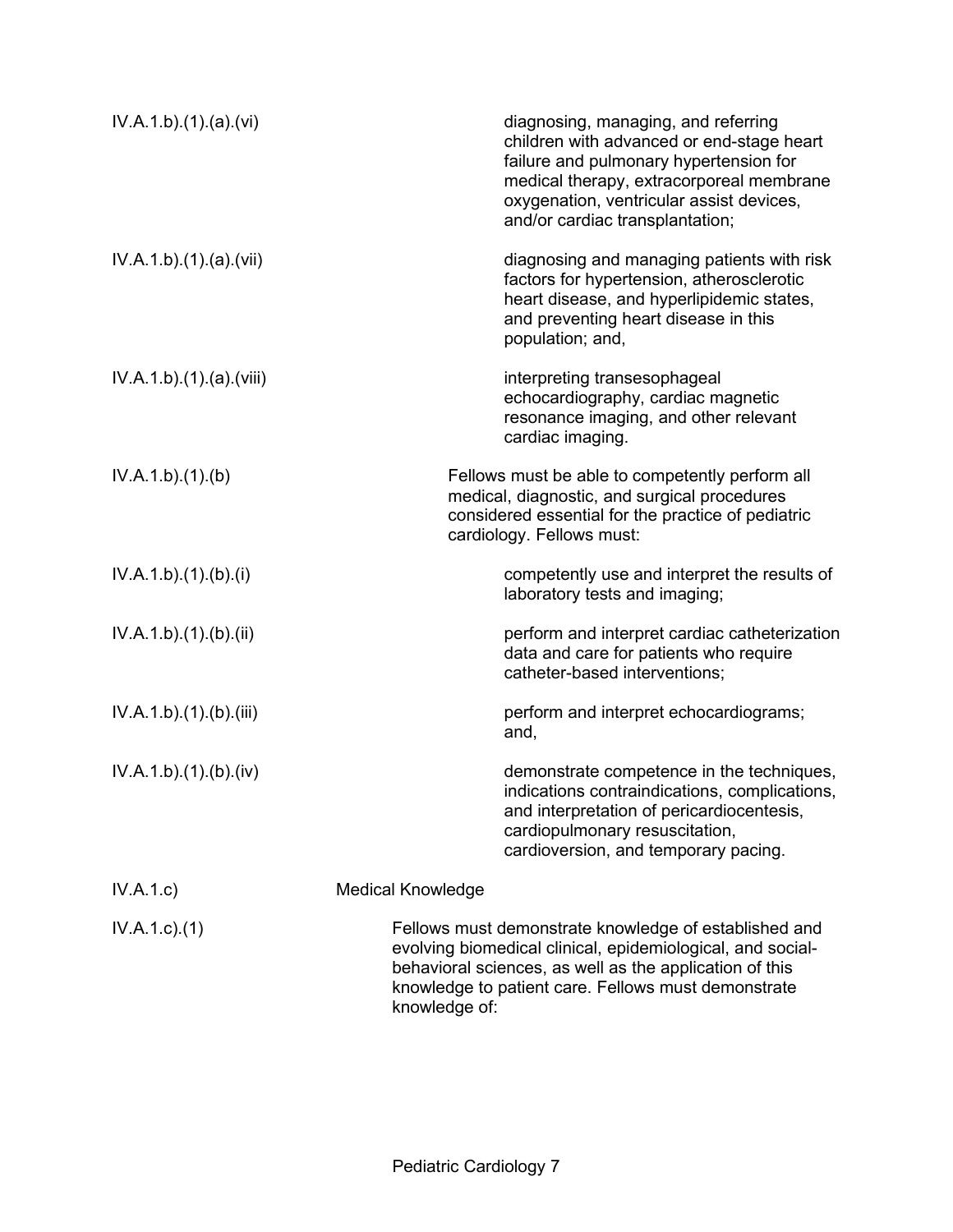IV.A.1.b).(1).(a).(vi) diagnosing, managing, and referring children with advanced or end-stage heart failure and pulmonary hypertension for medical therapy, extracorporeal membrane oxygenation, ventricular assist devices, and/or cardiac transplantation;

IV.A.1.b).(1).(a).(vii) diagnosing and managing patients with risk factors for hypertension, atherosclerotic heart disease, and hyperlipidemic states, and preventing heart disease in this population; and,

IV.A.1.b).(1).(a).(viii) interpreting transesophageal echocardiography, cardiac magnetic resonance imaging, and other relevant cardiac imaging.

IV.A.1.b).(1).(b) Fellows must be able to competently perform all medical, diagnostic, and surgical procedures considered essential for the practice of pediatric cardiology. Fellows must:

IV.A.1.b).(1).(b).(i) competently use and interpret the results of laboratory tests and imaging;

IV.A.1.b).(1).(b).(ii) perform and interpret cardiac catheterization data and care for patients who require catheter-based interventions;

IV.A.1.b).(1).(b).(iii) perform and interpret echocardiograms; and,

IV.A.1.b).(1).(b).(iv) demonstrate competence in the techniques, indications contraindications, complications, and interpretation of pericardiocentesis, cardiopulmonary resuscitation, cardioversion, and temporary pacing.

IV.A.1.c) Medical Knowledge

IV.A.1.c).(1) Fellows must demonstrate knowledge of established and evolving biomedical clinical, epidemiological, and social-behavioral sciences, as well as the application of this knowledge to patient care. Fellows must demonstrate knowledge of: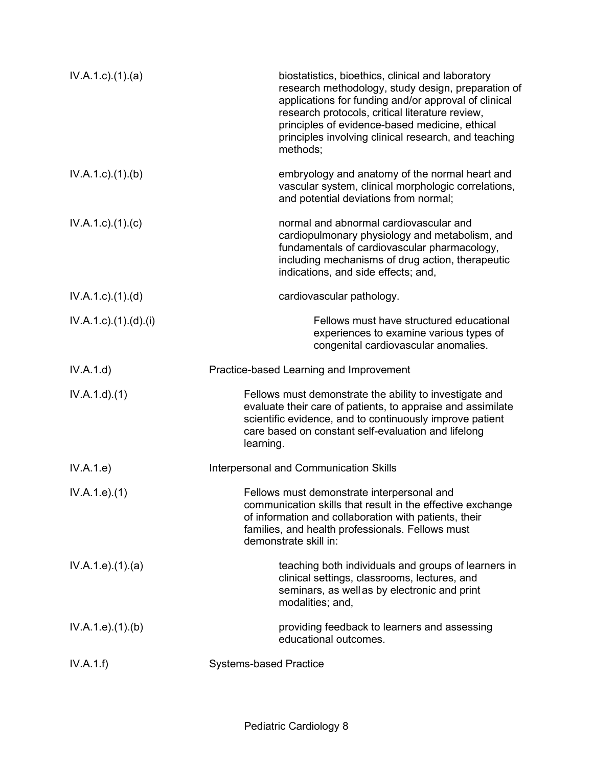IV.A.1.c).(1).(a) biostatistics, bioethics, clinical and laboratory research methodology, study design, preparation of applications for funding and/or approval of clinical research protocols, critical literature review, principles of evidence-based medicine, ethical principles involving clinical research, and teaching methods;

IV.A.1.c).(1).(b) embryology and anatomy of the normal heart and vascular system, clinical morphologic correlations, and potential deviations from normal;

IV.A.1.c).(1).(c) normal and abnormal cardiovascular and cardiopulmonary physiology and metabolism, and fundamentals of cardiovascular pharmacology, including mechanisms of drug action, therapeutic indications, and side effects; and,

IV.A.1.c).(1).(d) cardiovascular pathology.

IV.A.1.c).(1).(d).(i) Fellows must have structured educational experiences to examine various types of congenital cardiovascular anomalies.

IV.A.1.d) Practice-based Learning and Improvement

IV.A.1.d).(1) Fellows must demonstrate the ability to investigate and evaluate their care of patients, to appraise and assimilate scientific evidence, and to continuously improve patient care based on constant self-evaluation and lifelong learning.

IV.A.1.e) Interpersonal and Communication Skills

IV.A.1.e).(1) Fellows must demonstrate interpersonal and communication skills that result in the effective exchange of information and collaboration with patients, their families, and health professionals. Fellows must demonstrate skill in:

IV.A.1.e).(1).(a) teaching both individuals and groups of learners in clinical settings, classrooms, lectures, and seminars, as well as by electronic and print modalities; and,

IV.A.1.e).(1).(b) providing feedback to learners and assessing educational outcomes.

IV.A.1.f) Systems-based Practice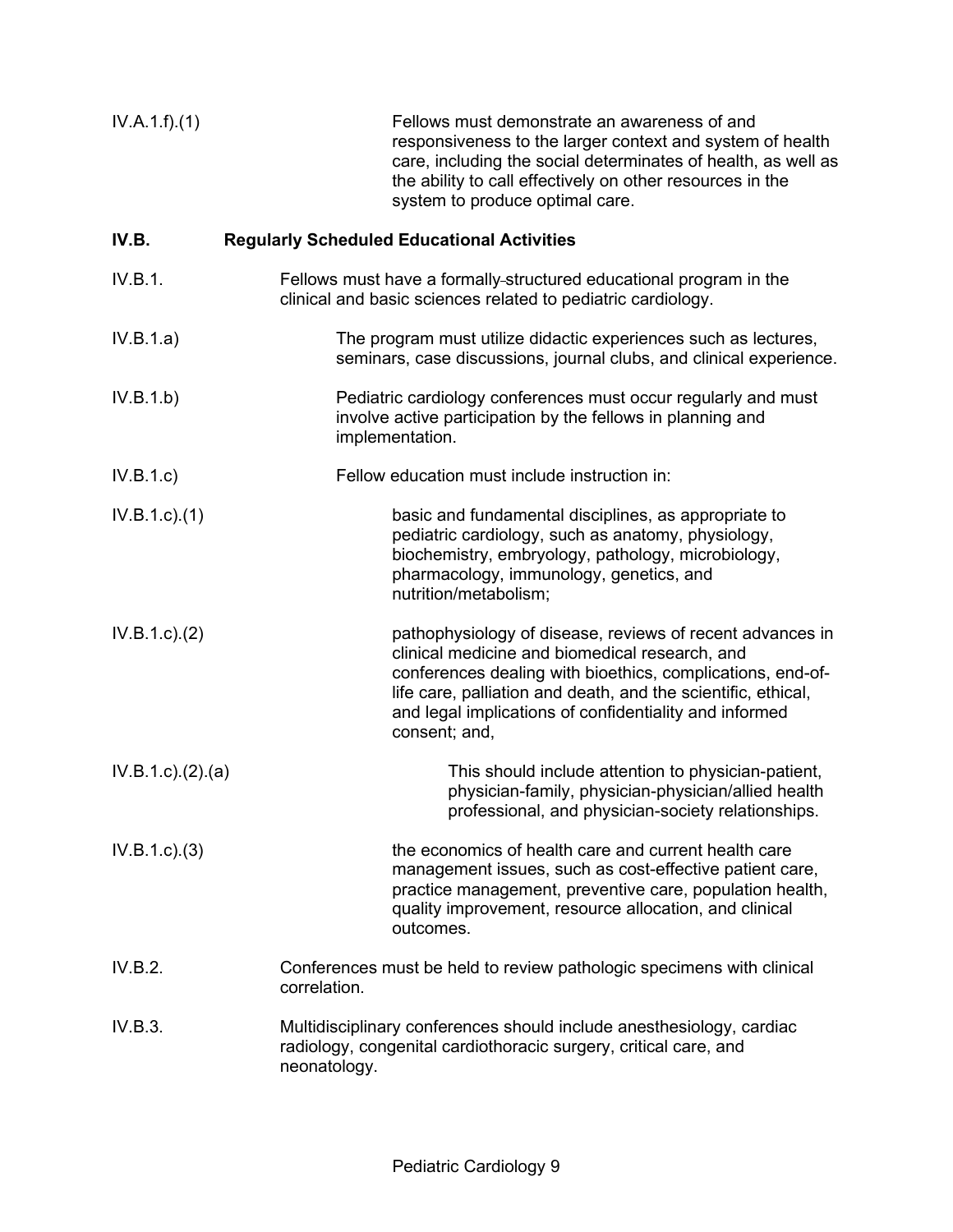IV.A.1.f).(1) Fellows must demonstrate an awareness of and responsiveness to the larger context and system of health care, including the social determinates of health, as well as the ability to call effectively on other resources in the system to produce optimal care.

**IV.B. Regularly Scheduled Educational Activities**

IV.B.1. Fellows must have a formally structured educational program in the clinical and basic sciences related to pediatric cardiology.

IV.B.1.a) The program must utilize didactic experiences such as lectures, seminars, case discussions, journal clubs, and clinical experience.

IV.B.1.b) Pediatric cardiology conferences must occur regularly and must involve active participation by the fellows in planning and implementation.

IV.B.1.c) Fellow education must include instruction in:

IV.B.1.c).(1) basic and fundamental disciplines, as appropriate to pediatric cardiology, such as anatomy, physiology, biochemistry, embryology, pathology, microbiology, pharmacology, immunology, genetics, and nutrition/metabolism;

IV.B.1.c).(2) pathophysiology of disease, reviews of recent advances in clinical medicine and biomedical research, and conferences dealing with bioethics, complications, end-of-life care, palliation and death, and the scientific, ethical, and legal implications of confidentiality and informed consent; and,

IV.B.1.c).(2).(a) This should include attention to physician-patient, physician-family, physician-physician/allied health professional, and physician-society relationships.

IV.B.1.c).(3) the economics of health care and current health care management issues, such as cost-effective patient care, practice management, preventive care, population health, quality improvement, resource allocation, and clinical outcomes.

IV.B.2. Conferences must be held to review pathologic specimens with clinical correlation.

IV.B.3. Multidisciplinary conferences should include anesthesiology, cardiac radiology, congenital cardiothoracic surgery, critical care, and neonatology.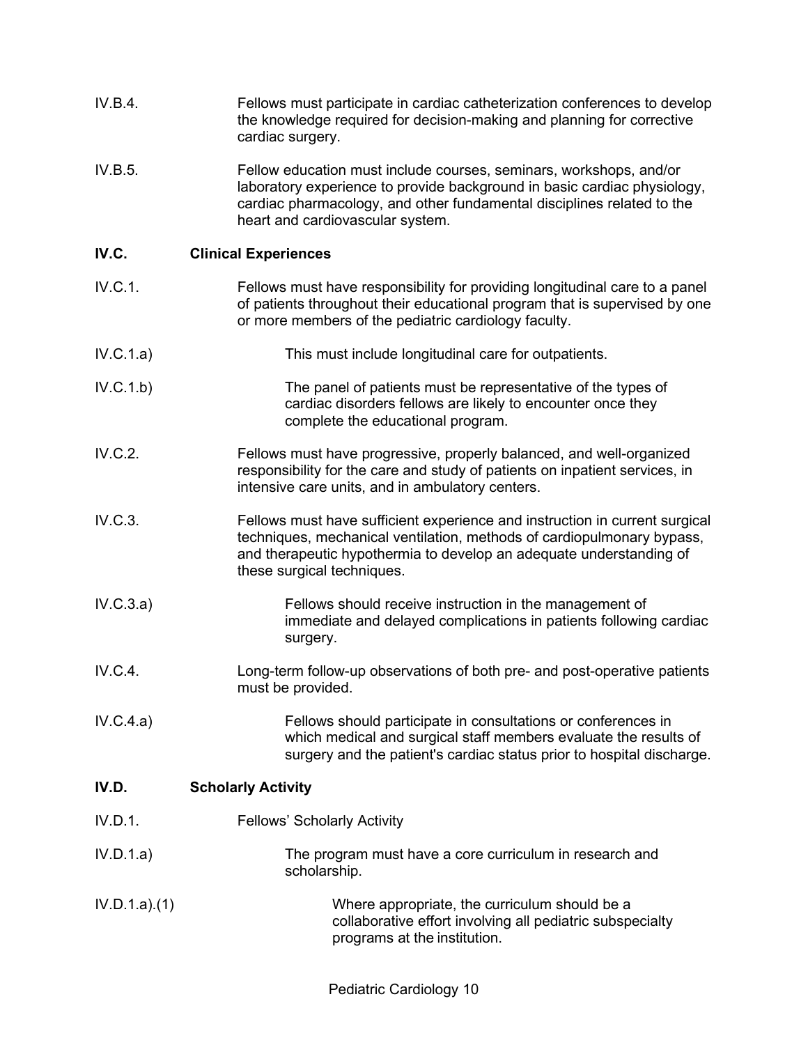IV.B.4. Fellows must participate in cardiac catheterization conferences to develop the knowledge required for decision-making and planning for corrective cardiac surgery.

IV.B.5. Fellow education must include courses, seminars, workshops, and/or laboratory experience to provide background in basic cardiac physiology, cardiac pharmacology, and other fundamental disciplines related to the heart and cardiovascular system.

**IV.C. Clinical Experiences**

IV.C.1. Fellows must have responsibility for providing longitudinal care to a panel of patients throughout their educational program that is supervised by one or more members of the pediatric cardiology faculty.

IV.C.1.a) This must include longitudinal care for outpatients.

IV.C.1.b) The panel of patients must be representative of the types of cardiac disorders fellows are likely to encounter once they complete the educational program.

IV.C.2. Fellows must have progressive, properly balanced, and well-organized responsibility for the care and study of patients on inpatient services, in intensive care units, and in ambulatory centers.

IV.C.3. Fellows must have sufficient experience and instruction in current surgical techniques, mechanical ventilation, methods of cardiopulmonary bypass, and therapeutic hypothermia to develop an adequate understanding of these surgical techniques.

IV.C.3.a) Fellows should receive instruction in the management of immediate and delayed complications in patients following cardiac surgery.

IV.C.4. Long-term follow-up observations of both pre- and post-operative patients must be provided.

IV.C.4.a) Fellows should participate in consultations or conferences in which medical and surgical staff members evaluate the results of surgery and the patient's cardiac status prior to hospital discharge.

**IV.D. Scholarly Activity**

IV.D.1. Fellows' Scholarly Activity

IV.D.1.a) The program must have a core curriculum in research and scholarship.

IV.D.1.a).(1) Where appropriate, the curriculum should be a collaborative effort involving all pediatric subspecialty programs at the institution.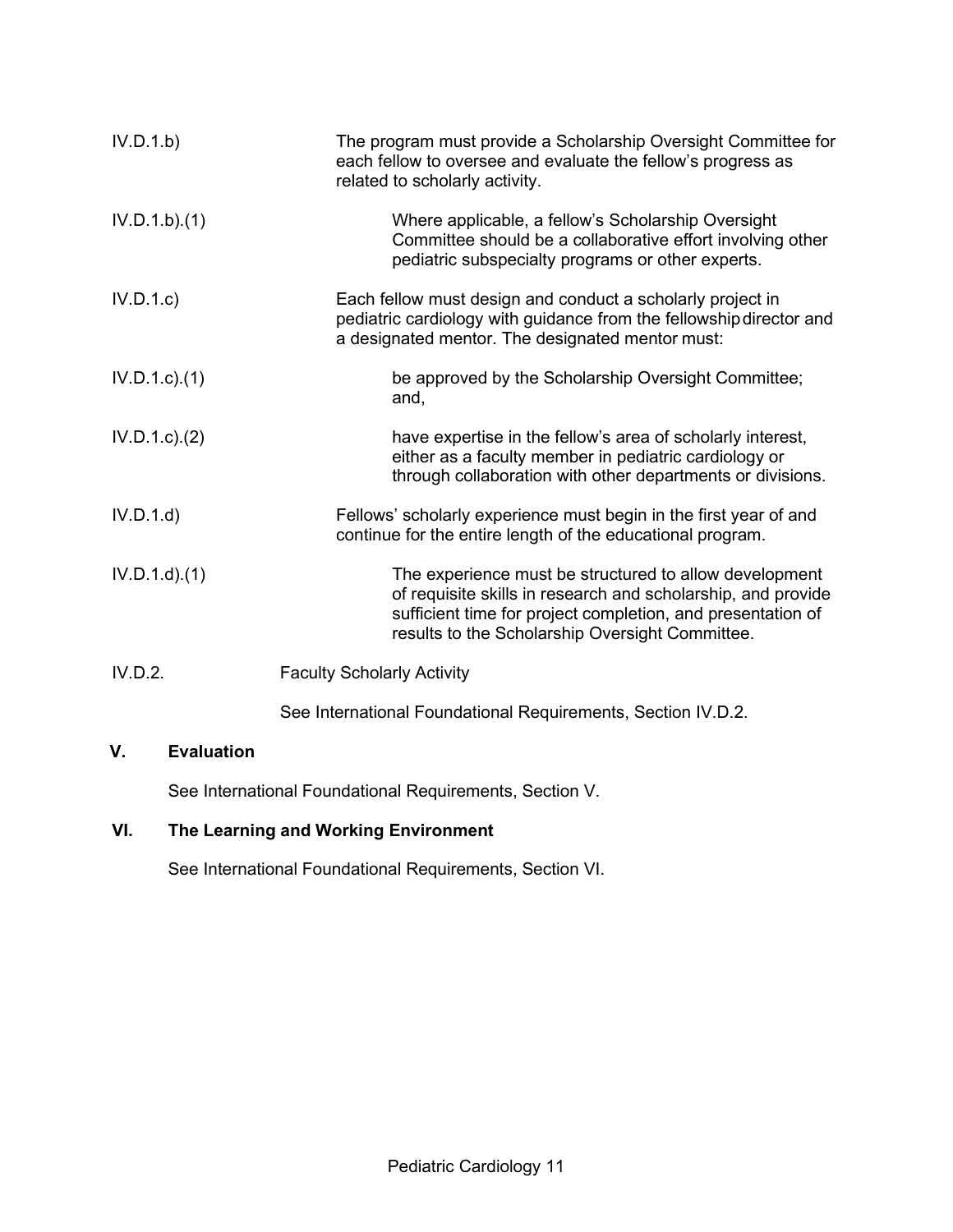IV.D.1.b) The program must provide a Scholarship Oversight Committee for each fellow to oversee and evaluate the fellow's progress as related to scholarly activity.

IV.D.1.b).(1) Where applicable, a fellow's Scholarship Oversight Committee should be a collaborative effort involving other pediatric subspecialty programs or other experts.

IV.D.1.c) Each fellow must design and conduct a scholarly project in pediatric cardiology with guidance from the fellowship director and a designated mentor. The designated mentor must:

IV.D.1.c).(1) be approved by the Scholarship Oversight Committee; and,

IV.D.1.c).(2) have expertise in the fellow's area of scholarly interest, either as a faculty member in pediatric cardiology or through collaboration with other departments or divisions.

IV.D.1.d) Fellows' scholarly experience must begin in the first year of and continue for the entire length of the educational program.

IV.D.1.d).(1) The experience must be structured to allow development of requisite skills in research and scholarship, and provide sufficient time for project completion, and presentation of results to the Scholarship Oversight Committee.

IV.D.2. Faculty Scholarly Activity

See International Foundational Requirements, Section IV.D.2.

## V. Evaluation

See International Foundational Requirements, Section V.

## VI. The Learning and Working Environment

See International Foundational Requirements, Section VI.